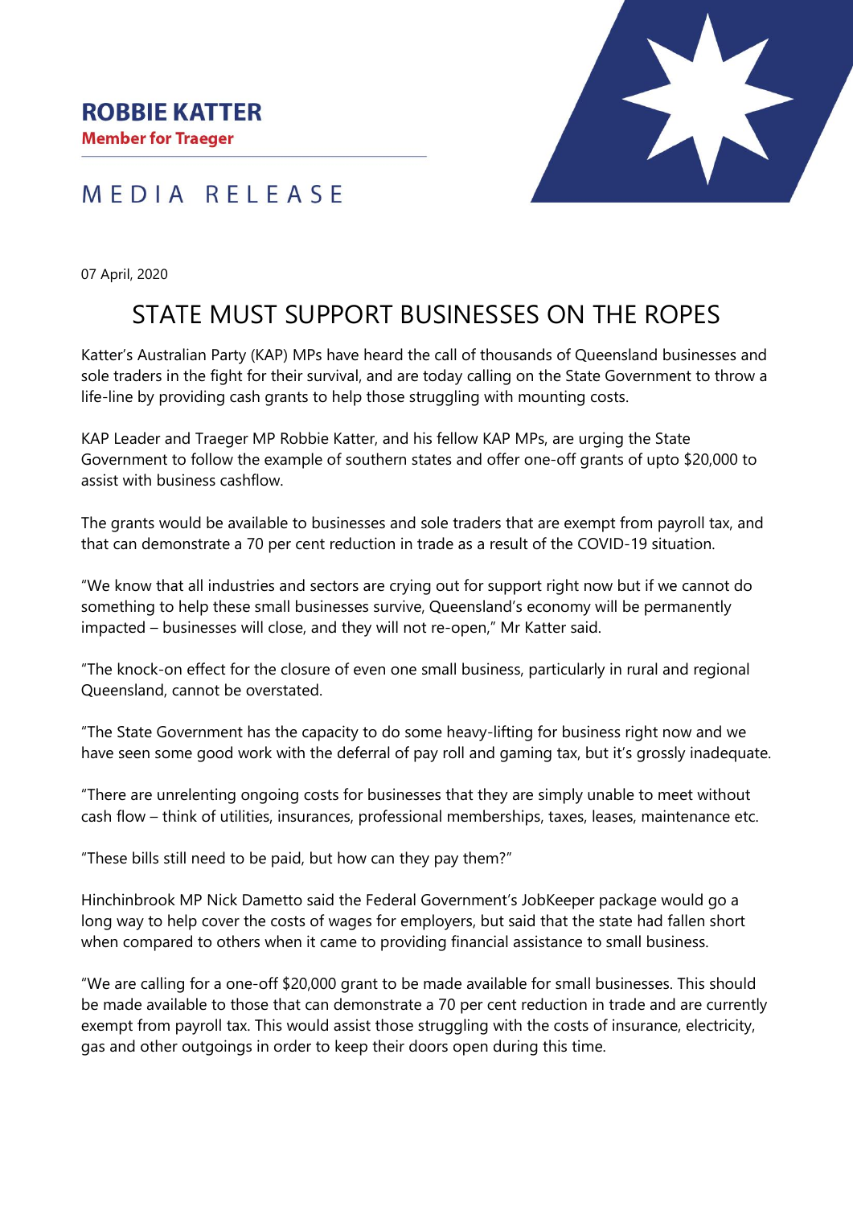**ROBBIE KATTER**
**Member for Traeger**

MEDIA RELEASE

07 April, 2020

# STATE MUST SUPPORT BUSINESSES ON THE ROPES

Katter's Australian Party (KAP) MPs have heard the call of thousands of Queensland businesses and sole traders in the fight for their survival, and are today calling on the State Government to throw a life-line by providing cash grants to help those struggling with mounting costs.

KAP Leader and Traeger MP Robbie Katter, and his fellow KAP MPs, are urging the State Government to follow the example of southern states and offer one-off grants of upto $20,000 to assist with business cashflow.

The grants would be available to businesses and sole traders that are exempt from payroll tax, and that can demonstrate a 70 per cent reduction in trade as a result of the COVID-19 situation.

"We know that all industries and sectors are crying out for support right now but if we cannot do something to help these small businesses survive, Queensland's economy will be permanently impacted – businesses will close, and they will not re-open," Mr Katter said.

"The knock-on effect for the closure of even one small business, particularly in rural and regional Queensland, cannot be overstated.

"The State Government has the capacity to do some heavy-lifting for business right now and we have seen some good work with the deferral of pay roll and gaming tax, but it's grossly inadequate.

"There are unrelenting ongoing costs for businesses that they are simply unable to meet without cash flow – think of utilities, insurances, professional memberships, taxes, leases, maintenance etc.

"These bills still need to be paid, but how can they pay them?"

Hinchinbrook MP Nick Dametto said the Federal Government's JobKeeper package would go a long way to help cover the costs of wages for employers, but said that the state had fallen short when compared to others when it came to providing financial assistance to small business.

"We are calling for a one-off $20,000 grant to be made available for small businesses. This should be made available to those that can demonstrate a 70 per cent reduction in trade and are currently exempt from payroll tax. This would assist those struggling with the costs of insurance, electricity, gas and other outgoings in order to keep their doors open during this time.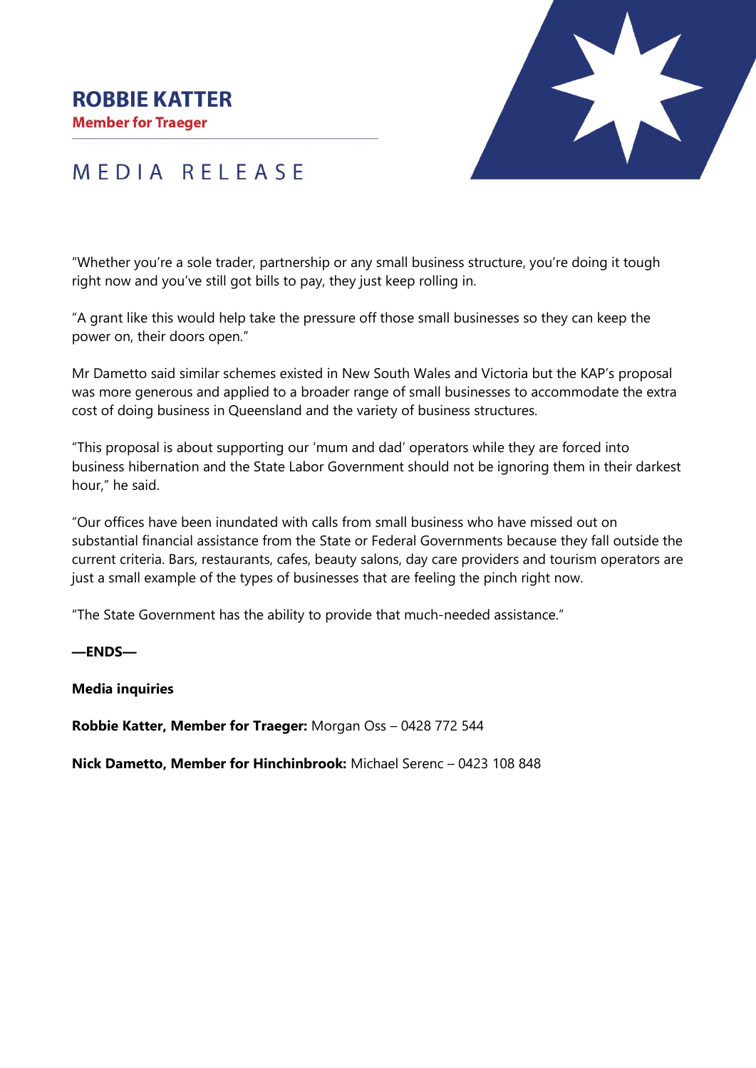# ROBBIE KATTER

**Member for Traeger**

MEDIA RELEASE

"Whether you're a sole trader, partnership or any small business structure, you're doing it tough right now and you've still got bills to pay, they just keep rolling in.

"A grant like this would help take the pressure off those small businesses so they can keep the power on, their doors open."

Mr Dametto said similar schemes existed in New South Wales and Victoria but the KAP's proposal was more generous and applied to a broader range of small businesses to accommodate the extra cost of doing business in Queensland and the variety of business structures.

"This proposal is about supporting our 'mum and dad' operators while they are forced into business hibernation and the State Labor Government should not be ignoring them in their darkest hour," he said.

"Our offices have been inundated with calls from small business who have missed out on substantial financial assistance from the State or Federal Governments because they fall outside the current criteria. Bars, restaurants, cafes, beauty salons, day care providers and tourism operators are just a small example of the types of businesses that are feeling the pinch right now.

"The State Government has the ability to provide that much-needed assistance."

**—ENDS—**

**Media inquiries**

**Robbie Katter, Member for Traeger:** Morgan Oss – 0428 772 544

**Nick Dametto, Member for Hinchinbrook:** Michael Serenc – 0423 108 848